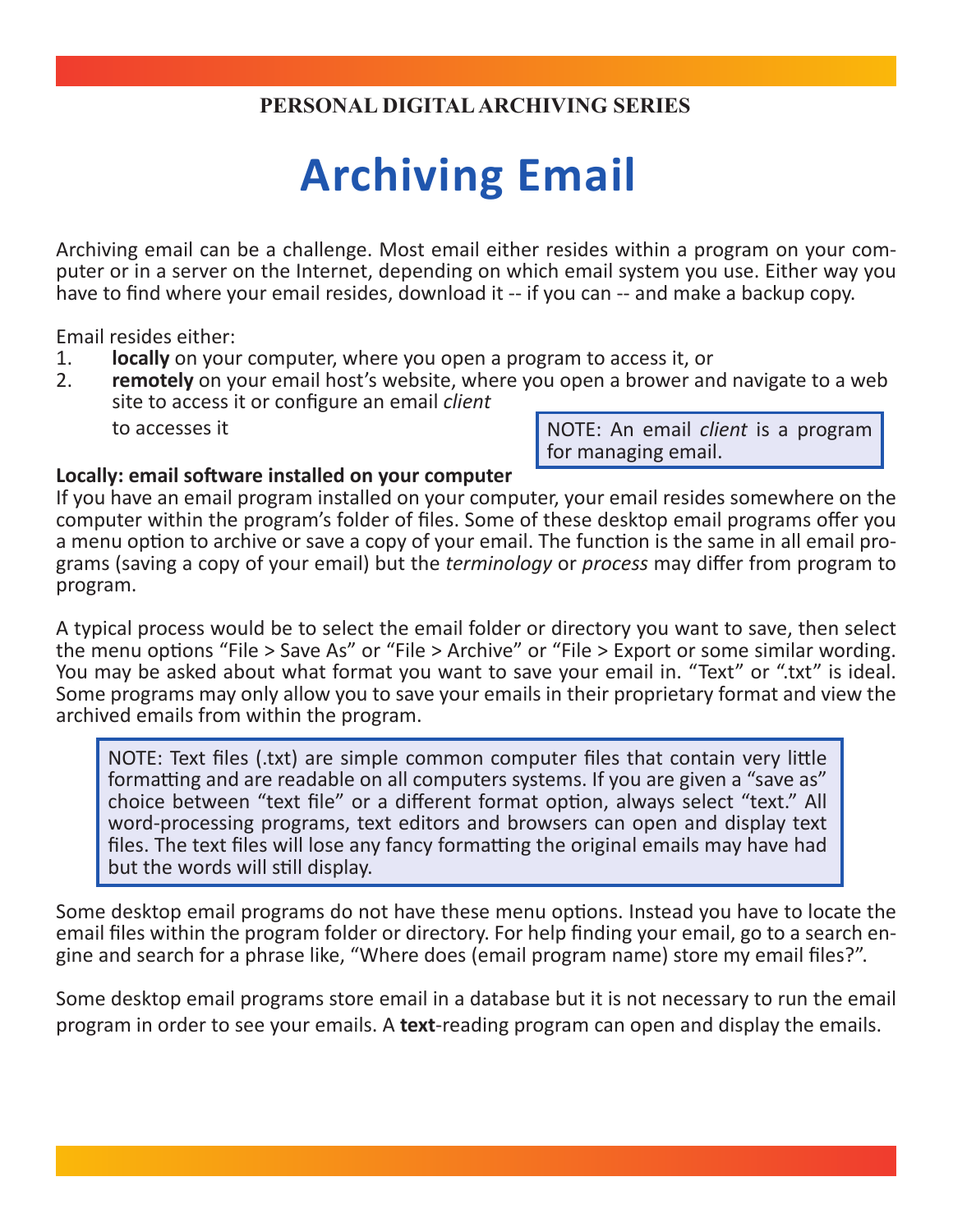PERSONAL DIGITAL ARCHIVING SERIES

# Archiving Email

Archiving email can be a challenge. Most email either resides within a program on your computer or in a server on the Internet, depending on which email system you use. Either way you have to find where your email resides, download it -- if you can -- and make a backup copy.

Email resides either:

1. **locally** on your computer, where you open a program to access it, or
2. **remotely** on your email host's website, where you open a brower and navigate to a web site to access it or configure an email *client* to accesses it

> NOTE: An email *client* is a program for managing email.

**Locally: email software installed on your computer**

If you have an email program installed on your computer, your email resides somewhere on the computer within the program's folder of files. Some of these desktop email programs offer you a menu option to archive or save a copy of your email. The function is the same in all email programs (saving a copy of your email) but the *terminology* or *process* may differ from program to program.

A typical process would be to select the email folder or directory you want to save, then select the menu options "File > Save As" or "File > Archive" or "File > Export or some similar wording. You may be asked about what format you want to save your email in. "Text" or ".txt" is ideal. Some programs may only allow you to save your emails in their proprietary format and view the archived emails from within the program.

> NOTE: Text files (.txt) are simple common computer files that contain very little formatting and are readable on all computers systems. If you are given a "save as" choice between "text file" or a different format option, always select "text." All word-processing programs, text editors and browsers can open and display text files. The text files will lose any fancy formatting the original emails may have had but the words will still display.

Some desktop email programs do not have these menu options. Instead you have to locate the email files within the program folder or directory. For help finding your email, go to a search engine and search for a phrase like, "Where does (email program name) store my email files?".

Some desktop email programs store email in a database but it is not necessary to run the email program in order to see your emails. A **text**-reading program can open and display the emails.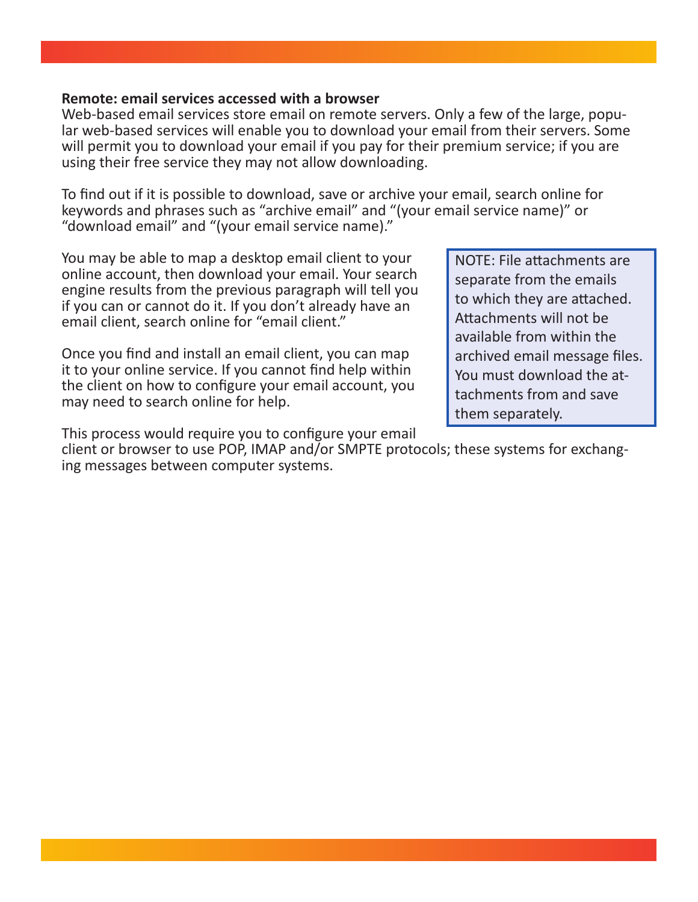**Remote: email services accessed with a browser**

Web-based email services store email on remote servers. Only a few of the large, popular web-based services will enable you to download your email from their servers. Some will permit you to download your email if you pay for their premium service; if you are using their free service they may not allow downloading.

To find out if it is possible to download, save or archive your email, search online for keywords and phrases such as "archive email" and "(your email service name)" or "download email" and "(your email service name)."

You may be able to map a desktop email client to your online account, then download your email. Your search engine results from the previous paragraph will tell you if you can or cannot do it. If you don't already have an email client, search online for "email client."

Once you find and install an email client, you can map it to your online service. If you cannot find help within the client on how to configure your email account, you may need to search online for help.

This process would require you to configure your email client or browser to use POP, IMAP and/or SMPTE protocols; these systems for exchanging messages between computer systems.

> NOTE: File attachments are separate from the emails to which they are attached. Attachments will not be available from within the archived email message files. You must download the attachments from and save them separately.